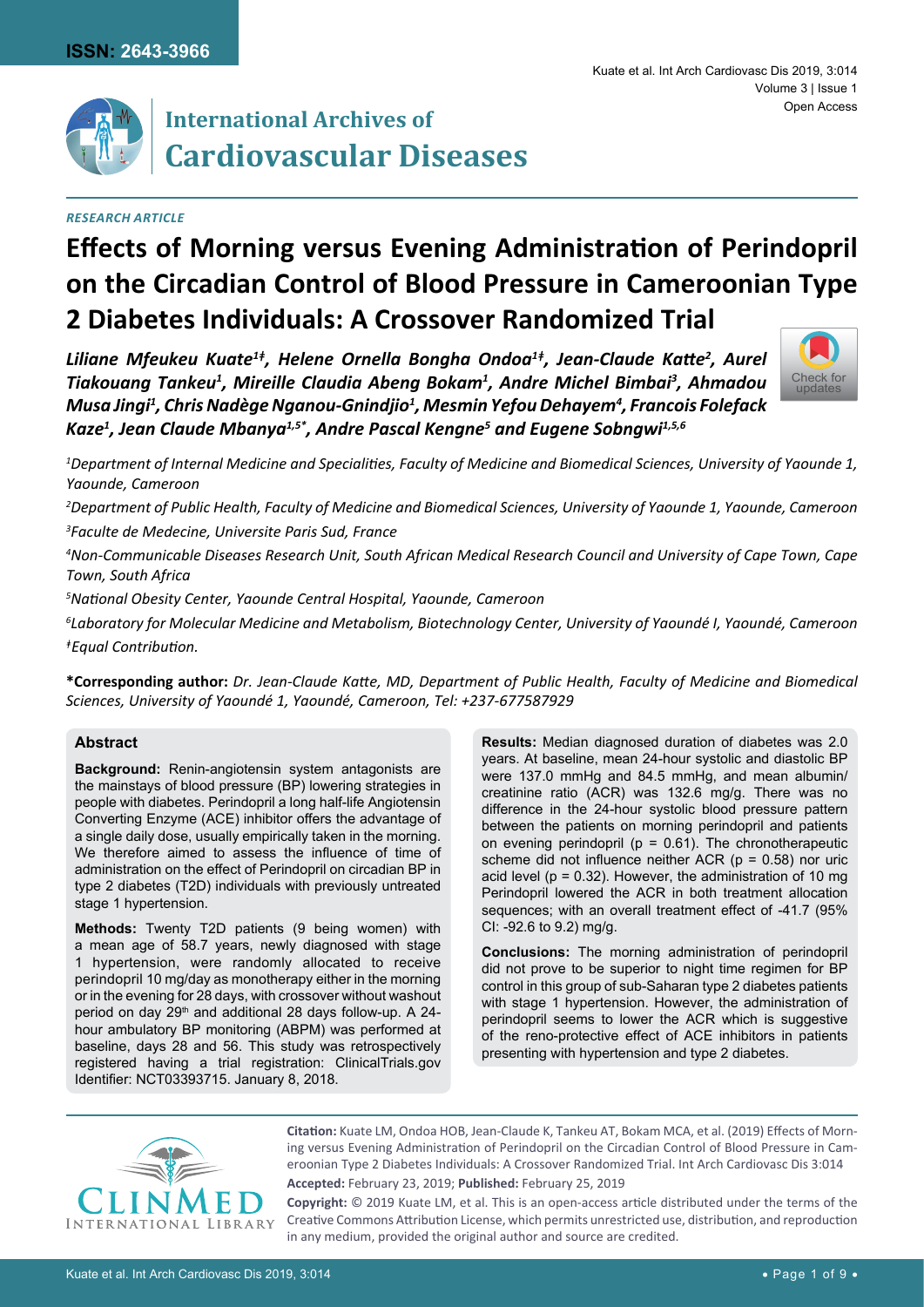*RESEARCH ARTICLE*

# Effects of Morning versus Evening Administration of Perindopril on the Circadian Control of Blood Pressure in Cameroonian Type 2 Diabetes Individuals: A Crossover Randomized Trial

***Liliane Mfeukeu Kuate[1ǂ], Helene Ornella Bongha Ondoa[1ǂ], Jean-Claude Katte[2], Aurel Tiakouang Tankeu[1], Mireille Claudia Abeng Bokam[1], Andre Michel Bimbai[3], Ahmadou Musa Jingi[1], Chris Nadège Nganou-Gnindjio[1], Mesmin Yefou Dehayem[4], Francois Folefack Kaze[1], Jean Claude Mbanya[1,5*], Andre Pascal Kengne[5] and Eugene Sobngwi[1,5,6]***

[1]*Department of Internal Medicine and Specialities, Faculty of Medicine and Biomedical Sciences, University of Yaounde 1, Yaounde, Cameroon*

[2]*Department of Public Health, Faculty of Medicine and Biomedical Sciences, University of Yaounde 1, Yaounde, Cameroon*

[3]*Faculte de Medecine, Universite Paris Sud, France*

[4]*Non-Communicable Diseases Research Unit, South African Medical Research Council and University of Cape Town, Cape Town, South Africa*

[5]*National Obesity Center, Yaounde Central Hospital, Yaounde, Cameroon*

[6]*Laboratory for Molecular Medicine and Metabolism, Biotechnology Center, University of Yaoundé I, Yaoundé, Cameroon*

[ǂ]*Equal Contribution.*

**\*Corresponding author:** *Dr. Jean-Claude Katte, MD, Department of Public Health, Faculty of Medicine and Biomedical Sciences, University of Yaoundé 1, Yaoundé, Cameroon, Tel: +237-677587929*

## Abstract

**Background:** Renin-angiotensin system antagonists are the mainstays of blood pressure (BP) lowering strategies in people with diabetes. Perindopril a long half-life Angiotensin Converting Enzyme (ACE) inhibitor offers the advantage of a single daily dose, usually empirically taken in the morning. We therefore aimed to assess the influence of time of administration on the effect of Perindopril on circadian BP in type 2 diabetes (T2D) individuals with previously untreated stage 1 hypertension.

**Methods:** Twenty T2D patients (9 being women) with a mean age of 58.7 years, newly diagnosed with stage 1 hypertension, were randomly allocated to receive perindopril 10 mg/day as monotherapy either in the morning or in the evening for 28 days, with crossover without washout period on day 29[th] and additional 28 days follow-up. A 24-hour ambulatory BP monitoring (ABPM) was performed at baseline, days 28 and 56. This study was retrospectively registered having a trial registration: ClinicalTrials.gov Identifier: NCT03393715. January 8, 2018.

**Results:** Median diagnosed duration of diabetes was 2.0 years. At baseline, mean 24-hour systolic and diastolic BP were 137.0 mmHg and 84.5 mmHg, and mean albumin/creatinine ratio (ACR) was 132.6 mg/g. There was no difference in the 24-hour systolic blood pressure pattern between the patients on morning perindopril and patients on evening perindopril ($p = 0.61$). The chronotherapeutic scheme did not influence neither ACR ($p = 0.58$) nor uric acid level ($p = 0.32$). However, the administration of 10 mg Perindopril lowered the ACR in both treatment allocation sequences; with an overall treatment effect of -41.7 (95% CI: -92.6 to 9.2) mg/g.

**Conclusions:** The morning administration of perindopril did not prove to be superior to night time regimen for BP control in this group of sub-Saharan type 2 diabetes patients with stage 1 hypertension. However, the administration of perindopril seems to lower the ACR which is suggestive of the reno-protective effect of ACE inhibitors in patients presenting with hypertension and type 2 diabetes.

**Citation:** Kuate LM, Ondoa HOB, Jean-Claude K, Tankeu AT, Bokam MCA, et al. (2019) Effects of Morning versus Evening Administration of Perindopril on the Circadian Control of Blood Pressure in Cameroonian Type 2 Diabetes Individuals: A Crossover Randomized Trial. Int Arch Cardiovasc Dis 3:014

**Accepted:** February 23, 2019; **Published:** February 25, 2019

**Copyright:** © 2019 Kuate LM, et al. This is an open-access article distributed under the terms of the Creative Commons Attribution License, which permits unrestricted use, distribution, and reproduction in any medium, provided the original author and source are credited.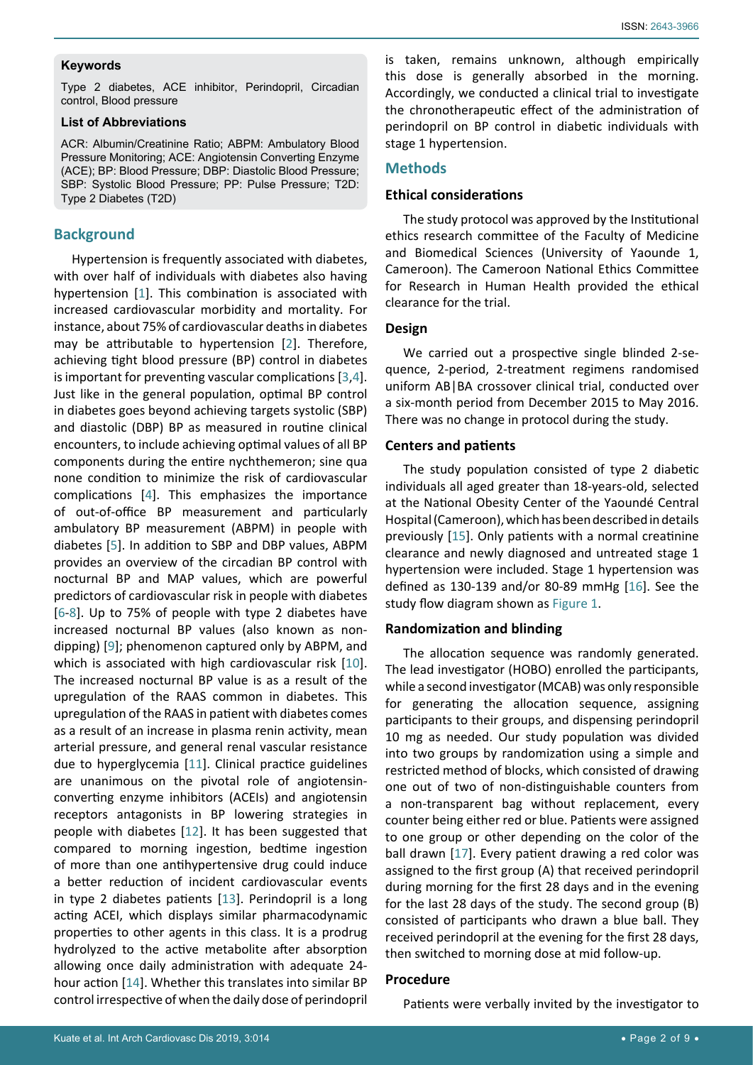**Keywords**

Type 2 diabetes, ACE inhibitor, Perindopril, Circadian control, Blood pressure

**List of Abbreviations**

ACR: Albumin/Creatinine Ratio; ABPM: Ambulatory Blood Pressure Monitoring; ACE: Angiotensin Converting Enzyme (ACE); BP: Blood Pressure; DBP: Diastolic Blood Pressure; SBP: Systolic Blood Pressure; PP: Pulse Pressure; T2D: Type 2 Diabetes (T2D)

## Background

Hypertension is frequently associated with diabetes, with over half of individuals with diabetes also having hypertension [1]. This combination is associated with increased cardiovascular morbidity and mortality. For instance, about 75% of cardiovascular deaths in diabetes may be attributable to hypertension [2]. Therefore, achieving tight blood pressure (BP) control in diabetes is important for preventing vascular complications [3,4]. Just like in the general population, optimal BP control in diabetes goes beyond achieving targets systolic (SBP) and diastolic (DBP) BP as measured in routine clinical encounters, to include achieving optimal values of all BP components during the entire nychthemeron; sine qua none condition to minimize the risk of cardiovascular complications [4]. This emphasizes the importance of out-of-office BP measurement and particularly ambulatory BP measurement (ABPM) in people with diabetes [5]. In addition to SBP and DBP values, ABPM provides an overview of the circadian BP control with nocturnal BP and MAP values, which are powerful predictors of cardiovascular risk in people with diabetes [6-8]. Up to 75% of people with type 2 diabetes have increased nocturnal BP values (also known as non-dipping) [9]; phenomenon captured only by ABPM, and which is associated with high cardiovascular risk [10]. The increased nocturnal BP value is as a result of the upregulation of the RAAS common in diabetes. This upregulation of the RAAS in patient with diabetes comes as a result of an increase in plasma renin activity, mean arterial pressure, and general renal vascular resistance due to hyperglycemia [11]. Clinical practice guidelines are unanimous on the pivotal role of angiotensin-converting enzyme inhibitors (ACEIs) and angiotensin receptors antagonists in BP lowering strategies in people with diabetes [12]. It has been suggested that compared to morning ingestion, bedtime ingestion of more than one antihypertensive drug could induce a better reduction of incident cardiovascular events in type 2 diabetes patients [13]. Perindopril is a long acting ACEI, which displays similar pharmacodynamic properties to other agents in this class. It is a prodrug hydrolyzed to the active metabolite after absorption allowing once daily administration with adequate 24-hour action [14]. Whether this translates into similar BP control irrespective of when the daily dose of perindopril is taken, remains unknown, although empirically this dose is generally absorbed in the morning. Accordingly, we conducted a clinical trial to investigate the chronotherapeutic effect of the administration of perindopril on BP control in diabetic individuals with stage 1 hypertension.

## Methods

### Ethical considerations

The study protocol was approved by the Institutional ethics research committee of the Faculty of Medicine and Biomedical Sciences (University of Yaounde 1, Cameroon). The Cameroon National Ethics Committee for Research in Human Health provided the ethical clearance for the trial.

### Design

We carried out a prospective single blinded 2-sequence, 2-period, 2-treatment regimens randomised uniform AB|BA crossover clinical trial, conducted over a six-month period from December 2015 to May 2016. There was no change in protocol during the study.

### Centers and patients

The study population consisted of type 2 diabetic individuals all aged greater than 18-years-old, selected at the National Obesity Center of the Yaoundé Central Hospital (Cameroon), which has been described in details previously [15]. Only patients with a normal creatinine clearance and newly diagnosed and untreated stage 1 hypertension were included. Stage 1 hypertension was defined as 130-139 and/or 80-89 mmHg [16]. See the study flow diagram shown as Figure 1.

### Randomization and blinding

The allocation sequence was randomly generated. The lead investigator (HOBO) enrolled the participants, while a second investigator (MCAB) was only responsible for generating the allocation sequence, assigning participants to their groups, and dispensing perindopril 10 mg as needed. Our study population was divided into two groups by randomization using a simple and restricted method of blocks, which consisted of drawing one out of two of non-distinguishable counters from a non-transparent bag without replacement, every counter being either red or blue. Patients were assigned to one group or other depending on the color of the ball drawn [17]. Every patient drawing a red color was assigned to the first group (A) that received perindopril during morning for the first 28 days and in the evening for the last 28 days of the study. The second group (B) consisted of participants who drawn a blue ball. They received perindopril at the evening for the first 28 days, then switched to morning dose at mid follow-up.

### Procedure

Patients were verbally invited by the investigator to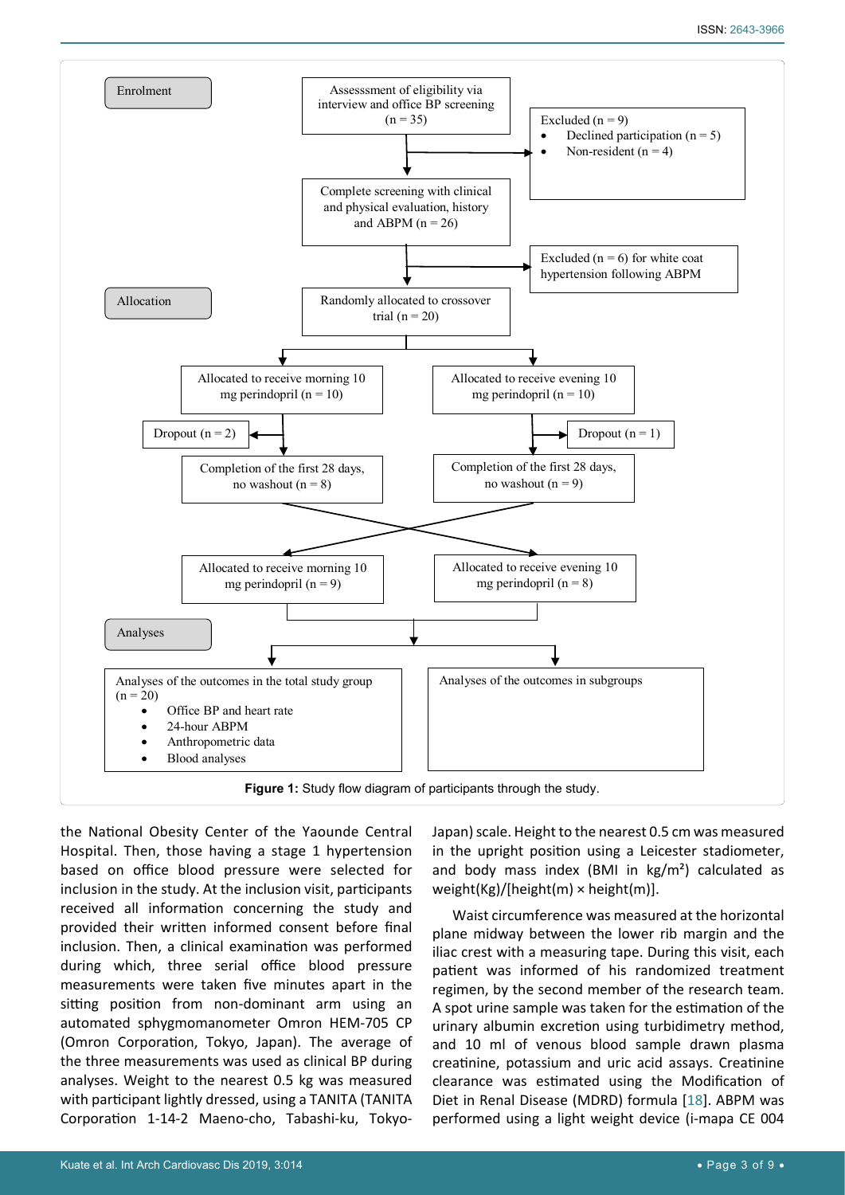Enrolment

Assesssment of eligibility via interview and office BP screening (n = 35)

Excluded (n = 9)
- Declined participation (n = 5)
- Non-resident (n = 4)

Complete screening with clinical and physical evaluation, history and ABPM (n = 26)

Excluded (n = 6) for white coat hypertension following ABPM

Allocation

Randomly allocated to crossover trial (n = 20)

Allocated to receive morning 10 mg perindopril (n = 10)

Allocated to receive evening 10 mg perindopril (n = 10)

Dropout (n = 2)

Dropout (n = 1)

Completion of the first 28 days, no washout (n = 8)

Completion of the first 28 days, no washout (n = 9)

Allocated to receive morning 10 mg perindopril (n = 9)

Allocated to receive evening 10 mg perindopril (n = 8)

Analyses

Analyses of the outcomes in the total study group (n = 20)
- Office BP and heart rate
- 24-hour ABPM
- Anthropometric data
- Blood analyses

Analyses of the outcomes in subgroups

**Figure 1:** Study flow diagram of participants through the study.

the National Obesity Center of the Yaounde Central Hospital. Then, those having a stage 1 hypertension based on office blood pressure were selected for inclusion in the study. At the inclusion visit, participants received all information concerning the study and provided their written informed consent before final inclusion. Then, a clinical examination was performed during which, three serial office blood pressure measurements were taken five minutes apart in the sitting position from non-dominant arm using an automated sphygmomanometer Omron HEM-705 CP (Omron Corporation, Tokyo, Japan). The average of the three measurements was used as clinical BP during analyses. Weight to the nearest 0.5 kg was measured with participant lightly dressed, using a TANITA (TANITA Corporation 1-14-2 Maeno-cho, Tabashi-ku, Tokyo-Japan) scale. Height to the nearest 0.5 cm was measured in the upright position using a Leicester stadiometer, and body mass index (BMI in kg/m²) calculated as weight(Kg)/[height(m) × height(m)].

Waist circumference was measured at the horizontal plane midway between the lower rib margin and the iliac crest with a measuring tape. During this visit, each patient was informed of his randomized treatment regimen, by the second member of the research team. A spot urine sample was taken for the estimation of the urinary albumin excretion using turbidimetry method, and 10 ml of venous blood sample drawn plasma creatinine, potassium and uric acid assays. Creatinine clearance was estimated using the Modification of Diet in Renal Disease (MDRD) formula [18]. ABPM was performed using a light weight device (i-mapa CE 004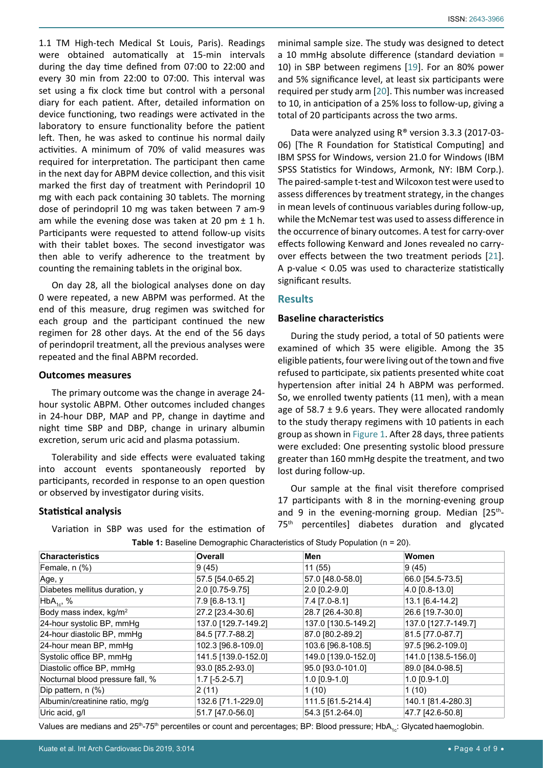1.1 TM High-tech Medical St Louis, Paris). Readings were obtained automatically at 15-min intervals during the day time defined from 07:00 to 22:00 and every 30 min from 22:00 to 07:00. This interval was set using a fix clock time but control with a personal diary for each patient. After, detailed information on device functioning, two readings were activated in the laboratory to ensure functionality before the patient left. Then, he was asked to continue his normal daily activities. A minimum of 70% of valid measures was required for interpretation. The participant then came in the next day for ABPM device collection, and this visit marked the first day of treatment with Perindopril 10 mg with each pack containing 30 tablets. The morning dose of perindopril 10 mg was taken between 7 am-9 am while the evening dose was taken at 20 pm ± 1 h. Participants were requested to attend follow-up visits with their tablet boxes. The second investigator was then able to verify adherence to the treatment by counting the remaining tablets in the original box.

On day 28, all the biological analyses done on day 0 were repeated, a new ABPM was performed. At the end of this measure, drug regimen was switched for each group and the participant continued the new regimen for 28 other days. At the end of the 56 days of perindopril treatment, all the previous analyses were repeated and the final ABPM recorded.

### Outcomes measures

The primary outcome was the change in average 24-hour systolic ABPM. Other outcomes included changes in 24-hour DBP, MAP and PP, change in daytime and night time SBP and DBP, change in urinary albumin excretion, serum uric acid and plasma potassium.

Tolerability and side effects were evaluated taking into account events spontaneously reported by participants, recorded in response to an open question or observed by investigator during visits.

### Statistical analysis

Variation in SBP was used for the estimation of minimal sample size. The study was designed to detect a 10 mmHg absolute difference (standard deviation = 10) in SBP between regimens [19]. For an 80% power and 5% significance level, at least six participants were required per study arm [20]. This number was increased to 10, in anticipation of a 25% loss to follow-up, giving a total of 20 participants across the two arms.

Data were analyzed using R® version 3.3.3 (2017-03-06) [The R Foundation for Statistical Computing] and IBM SPSS for Windows, version 21.0 for Windows (IBM SPSS Statistics for Windows, Armonk, NY: IBM Corp.). The paired-sample t-test and Wilcoxon test were used to assess differences by treatment strategy, in the changes in mean levels of continuous variables during follow-up, while the McNemar test was used to assess difference in the occurrence of binary outcomes. A test for carry-over effects following Kenward and Jones revealed no carry-over effects between the two treatment periods [21]. A p-value < 0.05 was used to characterize statistically significant results.

## Results

### Baseline characteristics

During the study period, a total of 50 patients were examined of which 35 were eligible. Among the 35 eligible patients, four were living out of the town and five refused to participate, six patients presented white coat hypertension after initial 24 h ABPM was performed. So, we enrolled twenty patients (11 men), with a mean age of 58.7 ± 9.6 years. They were allocated randomly to the study therapy regimens with 10 patients in each group as shown in Figure 1. After 28 days, three patients were excluded: One presenting systolic blood pressure greater than 160 mmHg despite the treatment, and two lost during follow-up.

Our sample at the final visit therefore comprised 17 participants with 8 in the morning-evening group and 9 in the evening-morning group. Median [25th-75th percentiles] diabetes duration and glycated

**Table 1:** Baseline Demographic Characteristics of Study Population (n = 20).

| Characteristics | Overall | Men | Women |
|---|---|---|---|
| Female, n (%) | 9 (45) | 11 (55) | 9 (45) |
| Age, y | 57.5 [54.0-65.2] | 57.0 [48.0-58.0] | 66.0 [54.5-73.5] |
| Diabetes mellitus duration, y | 2.0 [0.75-9.75] | 2.0 [0.2-9.0] | 4.0 [0.8-13.0] |
| $HbA_{1c}$, % | 7.9 [6.8-13.1] | 7.4 [7.0-8.1] | 13.1 [6.4-14.2] |
| Body mass index, kg/m$^2$ | 27.2 [23.4-30.6] | 28.7 [26.4-30.8] | 26.6 [19.7-30.0] |
| 24-hour systolic BP, mmHg | 137.0 [129.7-149.2] | 137.0 [130.5-149.2] | 137.0 [127.7-149.7] |
| 24-hour diastolic BP, mmHg | 84.5 [77.7-88.2] | 87.0 [80.2-89.2] | 81.5 [77.0-87.7] |
| 24-hour mean BP, mmHg | 102.3 [96.8-109.0] | 103.6 [96.8-108.5] | 97.5 [96.2-109.0] |
| Systolic office BP, mmHg | 141.5 [139.0-152.0] | 149.0 [139.0-152.0] | 141.0 [138.5-156.0] |
| Diastolic office BP, mmHg | 93.0 [85.2-93.0] | 95.0 [93.0-101.0] | 89.0 [84.0-98.5] |
| Nocturnal blood pressure fall, % | 1.7 [-5.2-5.7] | 1.0 [0.9-1.0] | 1.0 [0.9-1.0] |
| Dip pattern, n (%) | 2 (11) | 1 (10) | 1 (10) |
| Albumin/creatinine ratio, mg/g | 132.6 [71.1-229.0] | 111.5 [61.5-214.4] | 140.1 [81.4-280.3] |
| Uric acid, g/l | 51.7 [47.0-56.0] | 54.3 [51.2-64.0] | 47.7 [42.6-50.8] |

Values are medians and 25th-75th percentiles or count and percentages; BP: Blood pressure; $HbA_{1c}$: Glycated haemoglobin.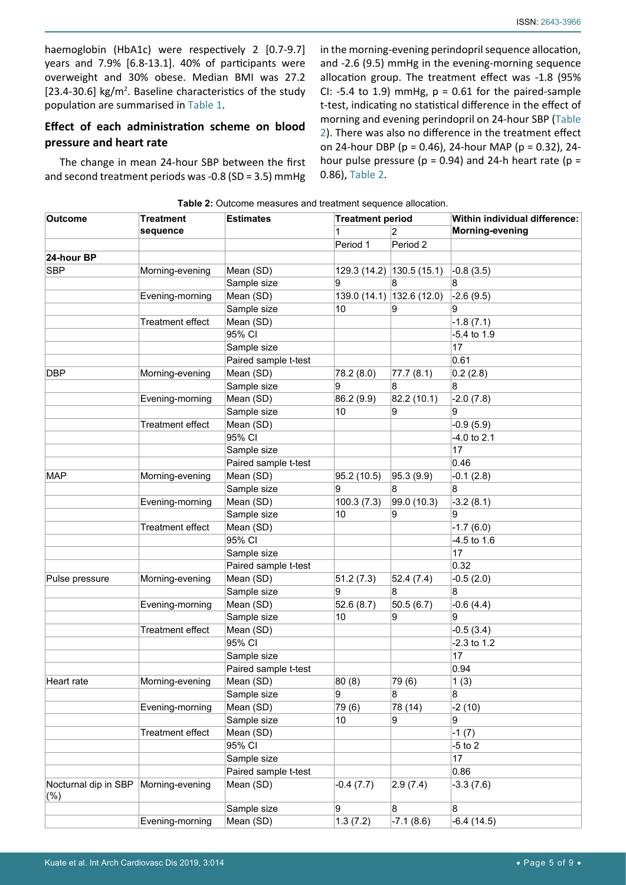haemoglobin (HbA1c) were respectively 2 [0.7-9.7] years and 7.9% [6.8-13.1]. 40% of participants were overweight and 30% obese. Median BMI was 27.2 [23.4-30.6] kg/m$^2$. Baseline characteristics of the study population are summarised in Table 1.

### Effect of each administration scheme on blood pressure and heart rate

The change in mean 24-hour SBP between the first and second treatment periods was -0.8 (SD = 3.5) mmHg in the morning-evening perindopril sequence allocation, and -2.6 (9.5) mmHg in the evening-morning sequence allocation group. The treatment effect was -1.8 (95% CI: -5.4 to 1.9) mmHg, p = 0.61 for the paired-sample t-test, indicating no statistical difference in the effect of morning and evening perindopril on 24-hour SBP (Table 2). There was also no difference in the treatment effect on 24-hour DBP (p = 0.46), 24-hour MAP (p = 0.32), 24-hour pulse pressure (p = 0.94) and 24-h heart rate (p = 0.86), Table 2.

**Table 2:** Outcome measures and treatment sequence allocation.

| Outcome | Treatment sequence | Estimates | Treatment period | | Within individual difference: Morning-evening |
|---|---|---|---|---|---|
| | | | 1 | 2 | |
| | | | Period 1 | Period 2 | |
| **24-hour BP** | | | | | |
| SBP | Morning-evening | Mean (SD) | 129.3 (14.2) | 130.5 (15.1) | -0.8 (3.5) |
| | | Sample size | 9 | 8 | 8 |
| | Evening-morning | Mean (SD) | 139.0 (14.1) | 132.6 (12.0) | -2.6 (9.5) |
| | | Sample size | 10 | 9 | 9 |
| | Treatment effect | Mean (SD) | | | -1.8 (7.1) |
| | | 95% CI | | | -5.4 to 1.9 |
| | | Sample size | | | 17 |
| | | Paired sample t-test | | | 0.61 |
| DBP | Morning-evening | Mean (SD) | 78.2 (8.0) | 77.7 (8.1) | 0.2 (2.8) |
| | | Sample size | 9 | 8 | 8 |
| | Evening-morning | Mean (SD) | 86.2 (9.9) | 82.2 (10.1) | -2.0 (7.8) |
| | | Sample size | 10 | 9 | 9 |
| | Treatment effect | Mean (SD) | | | -0.9 (5.9) |
| | | 95% CI | | | -4.0 to 2.1 |
| | | Sample size | | | 17 |
| | | Paired sample t-test | | | 0.46 |
| MAP | Morning-evening | Mean (SD) | 95.2 (10.5) | 95.3 (9.9) | -0.1 (2.8) |
| | | Sample size | 9 | 8 | 8 |
| | Evening-morning | Mean (SD) | 100.3 (7.3) | 99.0 (10.3) | -3.2 (8.1) |
| | | Sample size | 10 | 9 | 9 |
| | Treatment effect | Mean (SD) | | | -1.7 (6.0) |
| | | 95% CI | | | -4.5 to 1.6 |
| | | Sample size | | | 17 |
| | | Paired sample t-test | | | 0.32 |
| Pulse pressure | Morning-evening | Mean (SD) | 51.2 (7.3) | 52.4 (7.4) | -0.5 (2.0) |
| | | Sample size | 9 | 8 | 8 |
| | Evening-morning | Mean (SD) | 52.6 (8.7) | 50.5 (6.7) | -0.6 (4.4) |
| | | Sample size | 10 | 9 | 9 |
| | Treatment effect | Mean (SD) | | | -0.5 (3.4) |
| | | 95% CI | | | -2.3 to 1.2 |
| | | Sample size | | | 17 |
| | | Paired sample t-test | | | 0.94 |
| Heart rate | Morning-evening | Mean (SD) | 80 (8) | 79 (6) | 1 (3) |
| | | Sample size | 9 | 8 | 8 |
| | Evening-morning | Mean (SD) | 79 (6) | 78 (14) | -2 (10) |
| | | Sample size | 10 | 9 | 9 |
| | Treatment effect | Mean (SD) | | | -1 (7) |
| | | 95% CI | | | -5 to 2 |
| | | Sample size | | | 17 |
| | | Paired sample t-test | | | 0.86 |
| Nocturnal dip in SBP (%) | Morning-evening | Mean (SD) | -0.4 (7.7) | 2.9 (7.4) | -3.3 (7.6) |
| | | Sample size | 9 | 8 | 8 |
| | Evening-morning | Mean (SD) | 1.3 (7.2) | -7.1 (8.6) | -6.4 (14.5) |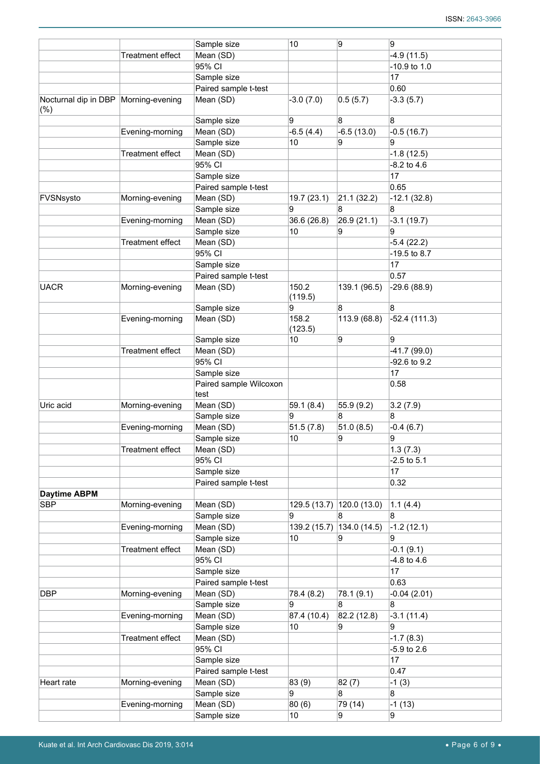| | | | | | |
|---|---|---|---|---|---|
| | | Sample size | 10 | 9 | 9 |
| | Treatment effect | Mean (SD) | | | -4.9 (11.5) |
| | | 95% CI | | | -10.9 to 1.0 |
| | | Sample size | | | 17 |
| | | Paired sample t-test | | | 0.60 |
| Nocturnal dip in DBP (%) | Morning-evening | Mean (SD) | -3.0 (7.0) | 0.5 (5.7) | -3.3 (5.7) |
| | | Sample size | 9 | 8 | 8 |
| | Evening-morning | Mean (SD) | -6.5 (4.4) | -6.5 (13.0) | -0.5 (16.7) |
| | | Sample size | 10 | 9 | 9 |
| | Treatment effect | Mean (SD) | | | -1.8 (12.5) |
| | | 95% CI | | | -8.2 to 4.6 |
| | | Sample size | | | 17 |
| | | Paired sample t-test | | | 0.65 |
| FVSNsysto | Morning-evening | Mean (SD) | 19.7 (23.1) | 21.1 (32.2) | -12.1 (32.8) |
| | | Sample size | 9 | 8 | 8 |
| | Evening-morning | Mean (SD) | 36.6 (26.8) | 26.9 (21.1) | -3.1 (19.7) |
| | | Sample size | 10 | 9 | 9 |
| | Treatment effect | Mean (SD) | | | -5.4 (22.2) |
| | | 95% CI | | | -19.5 to 8.7 |
| | | Sample size | | | 17 |
| | | Paired sample t-test | | | 0.57 |
| UACR | Morning-evening | Mean (SD) | 150.2 (119.5) | 139.1 (96.5) | -29.6 (88.9) |
| | | Sample size | 9 | 8 | 8 |
| | Evening-morning | Mean (SD) | 158.2 (123.5) | 113.9 (68.8) | -52.4 (111.3) |
| | | Sample size | 10 | 9 | 9 |
| | Treatment effect | Mean (SD) | | | -41.7 (99.0) |
| | | 95% CI | | | -92.6 to 9.2 |
| | | Sample size | | | 17 |
| | | Paired sample Wilcoxon test | | | 0.58 |
| Uric acid | Morning-evening | Mean (SD) | 59.1 (8.4) | 55.9 (9.2) | 3.2 (7.9) |
| | | Sample size | 9 | 8 | 8 |
| | Evening-morning | Mean (SD) | 51.5 (7.8) | 51.0 (8.5) | -0.4 (6.7) |
| | | Sample size | 10 | 9 | 9 |
| | Treatment effect | Mean (SD) | | | 1.3 (7.3) |
| | | 95% CI | | | -2.5 to 5.1 |
| | | Sample size | | | 17 |
| | | Paired sample t-test | | | 0.32 |
| **Daytime ABPM** | | | | | |
| SBP | Morning-evening | Mean (SD) | 129.5 (13.7) | 120.0 (13.0) | 1.1 (4.4) |
| | | Sample size | 9 | 8 | 8 |
| | Evening-morning | Mean (SD) | 139.2 (15.7) | 134.0 (14.5) | -1.2 (12.1) |
| | | Sample size | 10 | 9 | 9 |
| | Treatment effect | Mean (SD) | | | -0.1 (9.1) |
| | | 95% CI | | | -4.8 to 4.6 |
| | | Sample size | | | 17 |
| | | Paired sample t-test | | | 0.63 |
| DBP | Morning-evening | Mean (SD) | 78.4 (8.2) | 78.1 (9.1) | -0.04 (2.01) |
| | | Sample size | 9 | 8 | 8 |
| | Evening-morning | Mean (SD) | 87.4 (10.4) | 82.2 (12.8) | -3.1 (11.4) |
| | | Sample size | 10 | 9 | 9 |
| | Treatment effect | Mean (SD) | | | -1.7 (8.3) |
| | | 95% CI | | | -5.9 to 2.6 |
| | | Sample size | | | 17 |
| | | Paired sample t-test | | | 0.47 |
| Heart rate | Morning-evening | Mean (SD) | 83 (9) | 82 (7) | -1 (3) |
| | | Sample size | 9 | 8 | 8 |
| | Evening-morning | Mean (SD) | 80 (6) | 79 (14) | -1 (13) |
| | | Sample size | 10 | 9 | 9 |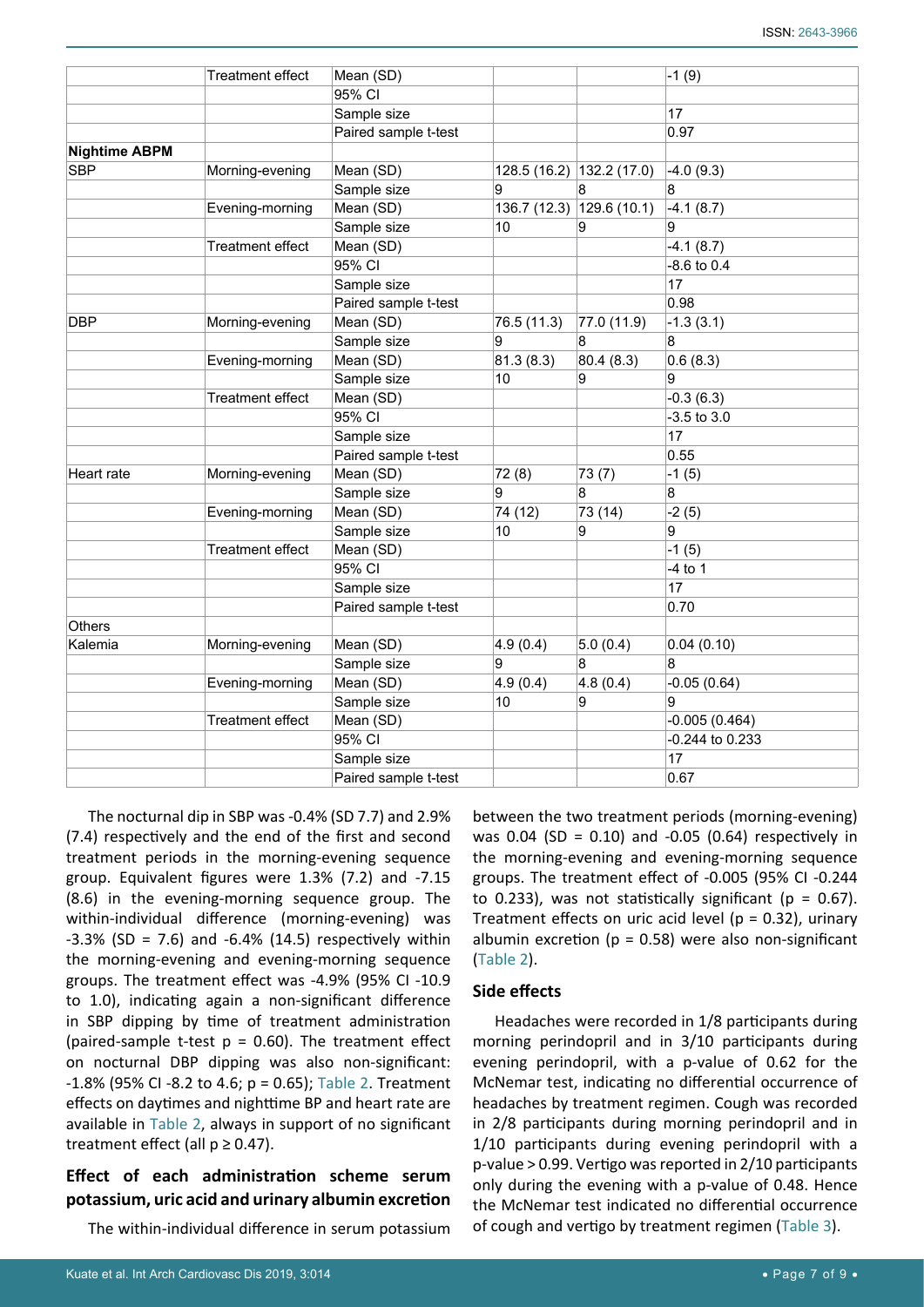| | | | | | |
|---|---|---|---|---|---|
| | Treatment effect | Mean (SD) | | | -1 (9) |
| | | 95% CI | | | |
| | | Sample size | | | 17 |
| | | Paired sample t-test | | | 0.97 |
| **Nightime ABPM** | | | | | |
| SBP | Morning-evening | Mean (SD) | 128.5 (16.2) | 132.2 (17.0) | -4.0 (9.3) |
| | | Sample size | 9 | 8 | 8 |
| | Evening-morning | Mean (SD) | 136.7 (12.3) | 129.6 (10.1) | -4.1 (8.7) |
| | | Sample size | 10 | 9 | 9 |
| | Treatment effect | Mean (SD) | | | -4.1 (8.7) |
| | | 95% CI | | | -8.6 to 0.4 |
| | | Sample size | | | 17 |
| | | Paired sample t-test | | | 0.98 |
| DBP | Morning-evening | Mean (SD) | 76.5 (11.3) | 77.0 (11.9) | -1.3 (3.1) |
| | | Sample size | 9 | 8 | 8 |
| | Evening-morning | Mean (SD) | 81.3 (8.3) | 80.4 (8.3) | 0.6 (8.3) |
| | | Sample size | 10 | 9 | 9 |
| | Treatment effect | Mean (SD) | | | -0.3 (6.3) |
| | | 95% CI | | | -3.5 to 3.0 |
| | | Sample size | | | 17 |
| | | Paired sample t-test | | | 0.55 |
| Heart rate | Morning-evening | Mean (SD) | 72 (8) | 73 (7) | -1 (5) |
| | | Sample size | 9 | 8 | 8 |
| | Evening-morning | Mean (SD) | 74 (12) | 73 (14) | -2 (5) |
| | | Sample size | 10 | 9 | 9 |
| | Treatment effect | Mean (SD) | | | -1 (5) |
| | | 95% CI | | | -4 to 1 |
| | | Sample size | | | 17 |
| | | Paired sample t-test | | | 0.70 |
| Others | | | | | |
| Kalemia | Morning-evening | Mean (SD) | 4.9 (0.4) | 5.0 (0.4) | 0.04 (0.10) |
| | | Sample size | 9 | 8 | 8 |
| | Evening-morning | Mean (SD) | 4.9 (0.4) | 4.8 (0.4) | -0.05 (0.64) |
| | | Sample size | 10 | 9 | 9 |
| | Treatment effect | Mean (SD) | | | -0.005 (0.464) |
| | | 95% CI | | | -0.244 to 0.233 |
| | | Sample size | | | 17 |
| | | Paired sample t-test | | | 0.67 |

The nocturnal dip in SBP was -0.4% (SD 7.7) and 2.9% (7.4) respectively and the end of the first and second treatment periods in the morning-evening sequence group. Equivalent figures were 1.3% (7.2) and -7.15 (8.6) in the evening-morning sequence group. The within-individual difference (morning-evening) was -3.3% (SD = 7.6) and -6.4% (14.5) respectively within the morning-evening and evening-morning sequence groups. The treatment effect was -4.9% (95% CI -10.9 to 1.0), indicating again a non-significant difference in SBP dipping by time of treatment administration (paired-sample t-test p = 0.60). The treatment effect on nocturnal DBP dipping was also non-significant: -1.8% (95% CI -8.2 to 4.6; p = 0.65); Table 2. Treatment effects on daytimes and nighttime BP and heart rate are available in Table 2, always in support of no significant treatment effect (all p ≥ 0.47).

## Effect of each administration scheme serum potassium, uric acid and urinary albumin excretion

The within-individual difference in serum potassium between the two treatment periods (morning-evening) was 0.04 (SD = 0.10) and -0.05 (0.64) respectively in the morning-evening and evening-morning sequence groups. The treatment effect of -0.005 (95% CI -0.244 to 0.233), was not statistically significant (p = 0.67). Treatment effects on uric acid level (p = 0.32), urinary albumin excretion (p = 0.58) were also non-significant (Table 2).

## Side effects

Headaches were recorded in 1/8 participants during morning perindopril and in 3/10 participants during evening perindopril, with a p-value of 0.62 for the McNemar test, indicating no differential occurrence of headaches by treatment regimen. Cough was recorded in 2/8 participants during morning perindopril and in 1/10 participants during evening perindopril with a p-value > 0.99. Vertigo was reported in 2/10 participants only during the evening with a p-value of 0.48. Hence the McNemar test indicated no differential occurrence of cough and vertigo by treatment regimen (Table 3).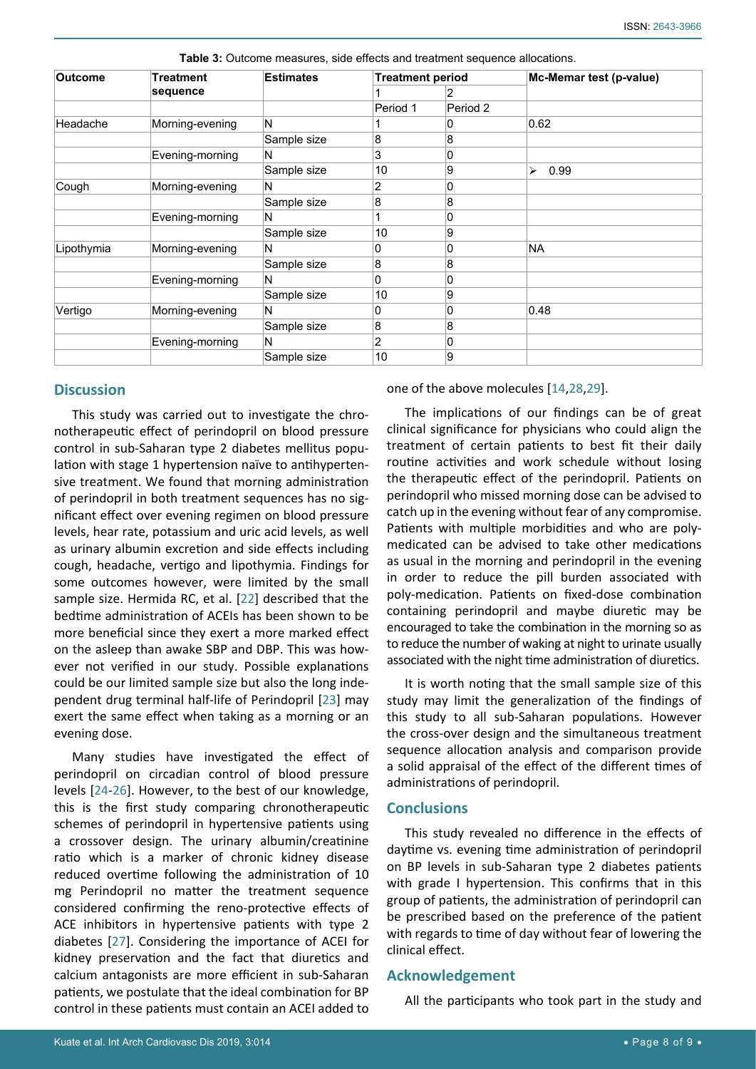**Table 3:** Outcome measures, side effects and treatment sequence allocations.

| Outcome | Treatment sequence | Estimates | Treatment period | | Mc-Memar test (p-value) |
|---|---|---|---|---|---|
| | | | 1 | 2 | |
| | | | Period 1 | Period 2 | |
| Headache | Morning-evening | N | 1 | 0 | 0.62 |
| | | Sample size | 8 | 8 | |
| | Evening-morning | N | 3 | 0 | |
| | | Sample size | 10 | 9 | ➢ 0.99 |
| Cough | Morning-evening | N | 2 | 0 | |
| | | Sample size | 8 | 8 | |
| | Evening-morning | N | 1 | 0 | |
| | | Sample size | 10 | 9 | |
| Lipothymia | Morning-evening | N | 0 | 0 | NA |
| | | Sample size | 8 | 8 | |
| | Evening-morning | N | 0 | 0 | |
| | | Sample size | 10 | 9 | |
| Vertigo | Morning-evening | N | 0 | 0 | 0.48 |
| | | Sample size | 8 | 8 | |
| | Evening-morning | N | 2 | 0 | |
| | | Sample size | 10 | 9 | |

## Discussion

This study was carried out to investigate the chronotherapeutic effect of perindopril on blood pressure control in sub-Saharan type 2 diabetes mellitus population with stage 1 hypertension naïve to antihypertensive treatment. We found that morning administration of perindopril in both treatment sequences has no significant effect over evening regimen on blood pressure levels, hear rate, potassium and uric acid levels, as well as urinary albumin excretion and side effects including cough, headache, vertigo and lipothymia. Findings for some outcomes however, were limited by the small sample size. Hermida RC, et al. [22] described that the bedtime administration of ACEIs has been shown to be more beneficial since they exert a more marked effect on the asleep than awake SBP and DBP. This was however not verified in our study. Possible explanations could be our limited sample size but also the long independent drug terminal half-life of Perindopril [23] may exert the same effect when taking as a morning or an evening dose.

Many studies have investigated the effect of perindopril on circadian control of blood pressure levels [24-26]. However, to the best of our knowledge, this is the first study comparing chronotherapeutic schemes of perindopril in hypertensive patients using a crossover design. The urinary albumin/creatinine ratio which is a marker of chronic kidney disease reduced overtime following the administration of 10 mg Perindopril no matter the treatment sequence considered confirming the reno-protective effects of ACE inhibitors in hypertensive patients with type 2 diabetes [27]. Considering the importance of ACEI for kidney preservation and the fact that diuretics and calcium antagonists are more efficient in sub-Saharan patients, we postulate that the ideal combination for BP control in these patients must contain an ACEI added to one of the above molecules [14,28,29].

The implications of our findings can be of great clinical significance for physicians who could align the treatment of certain patients to best fit their daily routine activities and work schedule without losing the therapeutic effect of the perindopril. Patients on perindopril who missed morning dose can be advised to catch up in the evening without fear of any compromise. Patients with multiple morbidities and who are poly-medicated can be advised to take other medications as usual in the morning and perindopril in the evening in order to reduce the pill burden associated with poly-medication. Patients on fixed-dose combination containing perindopril and maybe diuretic may be encouraged to take the combination in the morning so as to reduce the number of waking at night to urinate usually associated with the night time administration of diuretics.

It is worth noting that the small sample size of this study may limit the generalization of the findings of this study to all sub-Saharan populations. However the cross-over design and the simultaneous treatment sequence allocation analysis and comparison provide a solid appraisal of the effect of the different times of administrations of perindopril.

## Conclusions

This study revealed no difference in the effects of daytime vs. evening time administration of perindopril on BP levels in sub-Saharan type 2 diabetes patients with grade I hypertension. This confirms that in this group of patients, the administration of perindopril can be prescribed based on the preference of the patient with regards to time of day without fear of lowering the clinical effect.

## Acknowledgement

All the participants who took part in the study and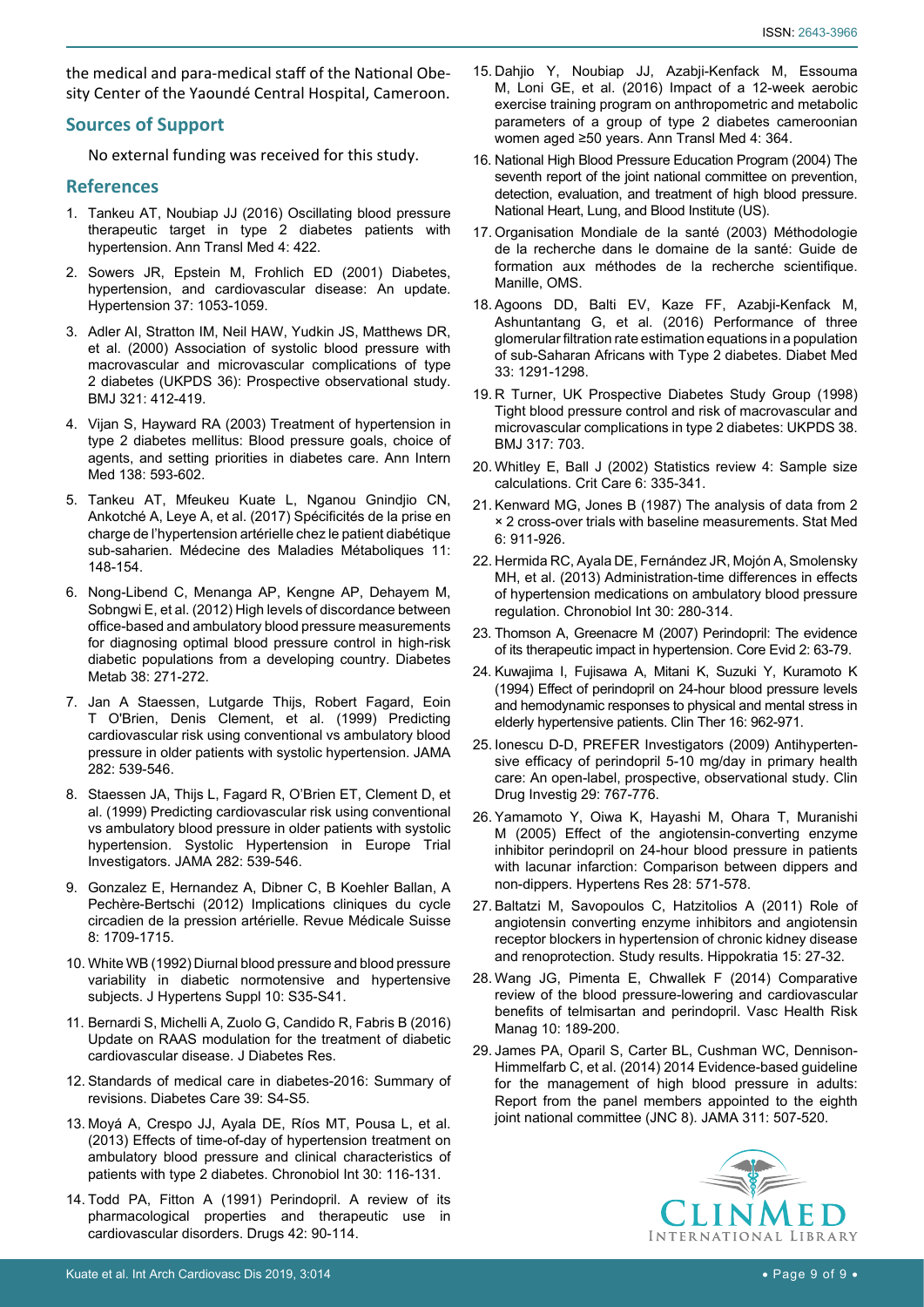the medical and para-medical staff of the National Obesity Center of the Yaoundé Central Hospital, Cameroon.

## Sources of Support

No external funding was received for this study.

## References

1. Tankeu AT, Noubiap JJ (2016) Oscillating blood pressure therapeutic target in type 2 diabetes patients with hypertension. Ann Transl Med 4: 422.
2. Sowers JR, Epstein M, Frohlich ED (2001) Diabetes, hypertension, and cardiovascular disease: An update. Hypertension 37: 1053-1059.
3. Adler AI, Stratton IM, Neil HAW, Yudkin JS, Matthews DR, et al. (2000) Association of systolic blood pressure with macrovascular and microvascular complications of type 2 diabetes (UKPDS 36): Prospective observational study. BMJ 321: 412-419.
4. Vijan S, Hayward RA (2003) Treatment of hypertension in type 2 diabetes mellitus: Blood pressure goals, choice of agents, and setting priorities in diabetes care. Ann Intern Med 138: 593-602.
5. Tankeu AT, Mfeukeu Kuate L, Nganou Gnindjio CN, Ankotché A, Leye A, et al. (2017) Spécificités de la prise en charge de l'hypertension artérielle chez le patient diabétique sub-saharien. Médecine des Maladies Métaboliques 11: 148-154.
6. Nong-Libend C, Menanga AP, Kengne AP, Dehayem M, Sobngwi E, et al. (2012) High levels of discordance between office-based and ambulatory blood pressure measurements for diagnosing optimal blood pressure control in high-risk diabetic populations from a developing country. Diabetes Metab 38: 271-272.
7. Jan A Staessen, Lutgarde Thijs, Robert Fagard, Eoin T O'Brien, Denis Clement, et al. (1999) Predicting cardiovascular risk using conventional vs ambulatory blood pressure in older patients with systolic hypertension. JAMA 282: 539-546.
8. Staessen JA, Thijs L, Fagard R, O'Brien ET, Clement D, et al. (1999) Predicting cardiovascular risk using conventional vs ambulatory blood pressure in older patients with systolic hypertension. Systolic Hypertension in Europe Trial Investigators. JAMA 282: 539-546.
9. Gonzalez E, Hernandez A, Dibner C, B Koehler Ballan, A Pechère-Bertschi (2012) Implications cliniques du cycle circadien de la pression artérielle. Revue Médicale Suisse 8: 1709-1715.
10. White WB (1992) Diurnal blood pressure and blood pressure variability in diabetic normotensive and hypertensive subjects. J Hypertens Suppl 10: S35-S41.
11. Bernardi S, Michelli A, Zuolo G, Candido R, Fabris B (2016) Update on RAAS modulation for the treatment of diabetic cardiovascular disease. J Diabetes Res.
12. Standards of medical care in diabetes-2016: Summary of revisions. Diabetes Care 39: S4-S5.
13. Moyá A, Crespo JJ, Ayala DE, Ríos MT, Pousa L, et al. (2013) Effects of time-of-day of hypertension treatment on ambulatory blood pressure and clinical characteristics of patients with type 2 diabetes. Chronobiol Int 30: 116-131.
14. Todd PA, Fitton A (1991) Perindopril. A review of its pharmacological properties and therapeutic use in cardiovascular disorders. Drugs 42: 90-114.
15. Dahjio Y, Noubiap JJ, Azabji-Kenfack M, Essouma M, Loni GE, et al. (2016) Impact of a 12-week aerobic exercise training program on anthropometric and metabolic parameters of a group of type 2 diabetes cameroonian women aged ≥50 years. Ann Transl Med 4: 364.
16. National High Blood Pressure Education Program (2004) The seventh report of the joint national committee on prevention, detection, evaluation, and treatment of high blood pressure. National Heart, Lung, and Blood Institute (US).
17. Organisation Mondiale de la santé (2003) Méthodologie de la recherche dans le domaine de la santé: Guide de formation aux méthodes de la recherche scientifique. Manille, OMS.
18. Agoons DD, Balti EV, Kaze FF, Azabji-Kenfack M, Ashuntantang G, et al. (2016) Performance of three glomerular filtration rate estimation equations in a population of sub-Saharan Africans with Type 2 diabetes. Diabet Med 33: 1291-1298.
19. R Turner, UK Prospective Diabetes Study Group (1998) Tight blood pressure control and risk of macrovascular and microvascular complications in type 2 diabetes: UKPDS 38. BMJ 317: 703.
20. Whitley E, Ball J (2002) Statistics review 4: Sample size calculations. Crit Care 6: 335-341.
21. Kenward MG, Jones B (1987) The analysis of data from 2 × 2 cross-over trials with baseline measurements. Stat Med 6: 911-926.
22. Hermida RC, Ayala DE, Fernández JR, Mojón A, Smolensky MH, et al. (2013) Administration-time differences in effects of hypertension medications on ambulatory blood pressure regulation. Chronobiol Int 30: 280-314.
23. Thomson A, Greenacre M (2007) Perindopril: The evidence of its therapeutic impact in hypertension. Core Evid 2: 63-79.
24. Kuwajima I, Fujisawa A, Mitani K, Suzuki Y, Kuramoto K (1994) Effect of perindopril on 24-hour blood pressure levels and hemodynamic responses to physical and mental stress in elderly hypertensive patients. Clin Ther 16: 962-971.
25. Ionescu D-D, PREFER Investigators (2009) Antihypertensive efficacy of perindopril 5-10 mg/day in primary health care: An open-label, prospective, observational study. Clin Drug Investig 29: 767-776.
26. Yamamoto Y, Oiwa K, Hayashi M, Ohara T, Muranishi M (2005) Effect of the angiotensin-converting enzyme inhibitor perindopril on 24-hour blood pressure in patients with lacunar infarction: Comparison between dippers and non-dippers. Hypertens Res 28: 571-578.
27. Baltatzi M, Savopoulos C, Hatzitolios A (2011) Role of angiotensin converting enzyme inhibitors and angiotensin receptor blockers in hypertension of chronic kidney disease and renoprotection. Study results. Hippokratia 15: 27-32.
28. Wang JG, Pimenta E, Chwallek F (2014) Comparative review of the blood pressure-lowering and cardiovascular benefits of telmisartan and perindopril. Vasc Health Risk Manag 10: 189-200.
29. James PA, Oparil S, Carter BL, Cushman WC, Dennison-Himmelfarb C, et al. (2014) 2014 Evidence-based guideline for the management of high blood pressure in adults: Report from the panel members appointed to the eighth joint national committee (JNC 8). JAMA 311: 507-520.